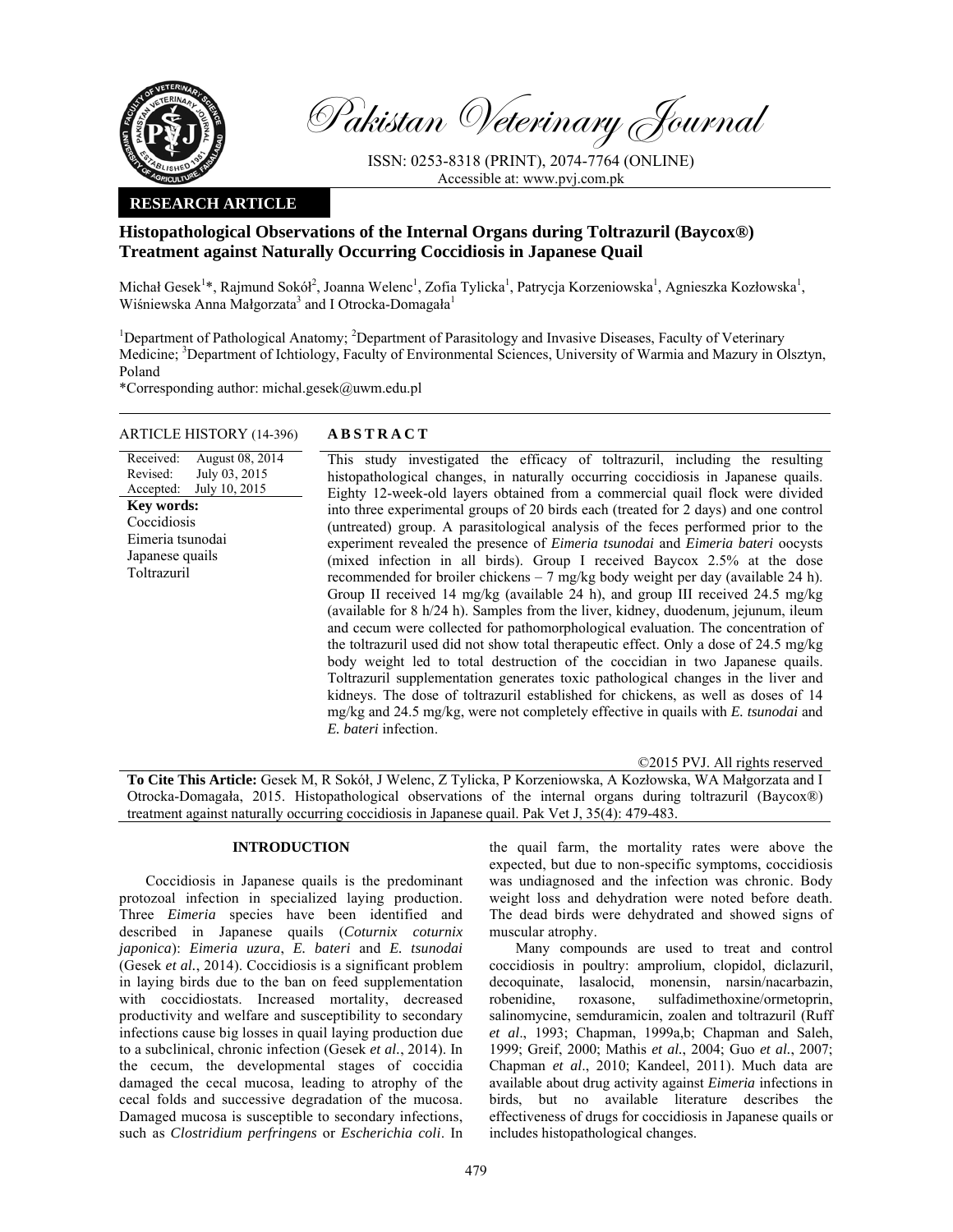# Pakistan Veterinary Journal

ISSN: 0253-8318 (PRINT), 2074-7764 (ONLINE)
Accessible at: www.pvj.com.pk

**RESEARCH ARTICLE**

## Histopathological Observations of the Internal Organs during Toltrazuril (Baycox®) Treatment against Naturally Occurring Coccidiosis in Japanese Quail

Michał Gesek[1]*, Rajmund Sokół[2], Joanna Welenc[1], Zofia Tylicka[1], Patrycja Korzeniowska[1], Agnieszka Kozłowska[1], Wiśniewska Anna Małgorzata[3] and I Otrocka-Domagała[1]

[1]Department of Pathological Anatomy; [2]Department of Parasitology and Invasive Diseases, Faculty of Veterinary Medicine; [3]Department of Ichtiology, Faculty of Environmental Sciences, University of Warmia and Mazury in Olsztyn, Poland

*Corresponding author: michal.gesek@uwm.edu.pl

**ARTICLE HISTORY** (14-396)

Received: August 08, 2014
Revised: July 03, 2015
Accepted: July 10, 2015

**Key words:**
Coccidiosis
Eimeria tsunodai
Japanese quails
Toltrazuril

**A B S T R A C T**

This study investigated the efficacy of toltrazuril, including the resulting histopathological changes, in naturally occurring coccidiosis in Japanese quails. Eighty 12-week-old layers obtained from a commercial quail flock were divided into three experimental groups of 20 birds each (treated for 2 days) and one control (untreated) group. A parasitological analysis of the feces performed prior to the experiment revealed the presence of *Eimeria tsunodai* and *Eimeria bateri* oocysts (mixed infection in all birds). Group I received Baycox 2.5% at the dose recommended for broiler chickens – 7 mg/kg body weight per day (available 24 h). Group II received 14 mg/kg (available 24 h), and group III received 24.5 mg/kg (available for 8 h/24 h). Samples from the liver, kidney, duodenum, jejunum, ileum and cecum were collected for pathomorphological evaluation. The concentration of the toltrazuril used did not show total therapeutic effect. Only a dose of 24.5 mg/kg body weight led to total destruction of the coccidian in two Japanese quails. Toltrazuril supplementation generates toxic pathological changes in the liver and kidneys. The dose of toltrazuril established for chickens, as well as doses of 14 mg/kg and 24.5 mg/kg, were not completely effective in quails with *E. tsunodai* and *E. bateri* infection.

©2015 PVJ. All rights reserved

**To Cite This Article:** Gesek M, R Sokół, J Welenc, Z Tylicka, P Korzeniowska, A Kozłowska, WA Małgorzata and I Otrocka-Domagała, 2015. Histopathological observations of the internal organs during toltrazuril (Baycox®) treatment against naturally occurring coccidiosis in Japanese quail. Pak Vet J, 35(4): 479-483.

## INTRODUCTION

Coccidiosis in Japanese quails is the predominant protozoal infection in specialized laying production. Three *Eimeria* species have been identified and described in Japanese quails (*Coturnix coturnix japonica*): *Eimeria uzura*, *E. bateri* and *E. tsunodai* (Gesek *et al.*, 2014). Coccidiosis is a significant problem in laying birds due to the ban on feed supplementation with coccidiostats. Increased mortality, decreased productivity and welfare and susceptibility to secondary infections cause big losses in quail laying production due to a subclinical, chronic infection (Gesek *et al.*, 2014). In the cecum, the developmental stages of coccidia damaged the cecal mucosa, leading to atrophy of the cecal folds and successive degradation of the mucosa. Damaged mucosa is susceptible to secondary infections, such as *Clostridium perfringens* or *Escherichia coli*. In the quail farm, the mortality rates were above the expected, but due to non-specific symptoms, coccidiosis was undiagnosed and the infection was chronic. Body weight loss and dehydration were noted before death. The dead birds were dehydrated and showed signs of muscular atrophy.

Many compounds are used to treat and control coccidiosis in poultry: amprolium, clopidol, diclazuril, decoquinate, lasalocid, monensin, narsin/nacarbazin, robenidine, roxasone, sulfadimethoxine/ormetoprin, salinomycine, semduramicin, zoalen and toltrazuril (Ruff *et al*., 1993; Chapman, 1999a,b; Chapman and Saleh, 1999; Greif, 2000; Mathis *et al.*, 2004; Guo *et al.*, 2007; Chapman *et al*., 2010; Kandeel, 2011). Much data are available about drug activity against *Eimeria* infections in birds, but no available literature describes the effectiveness of drugs for coccidiosis in Japanese quails or includes histopathological changes.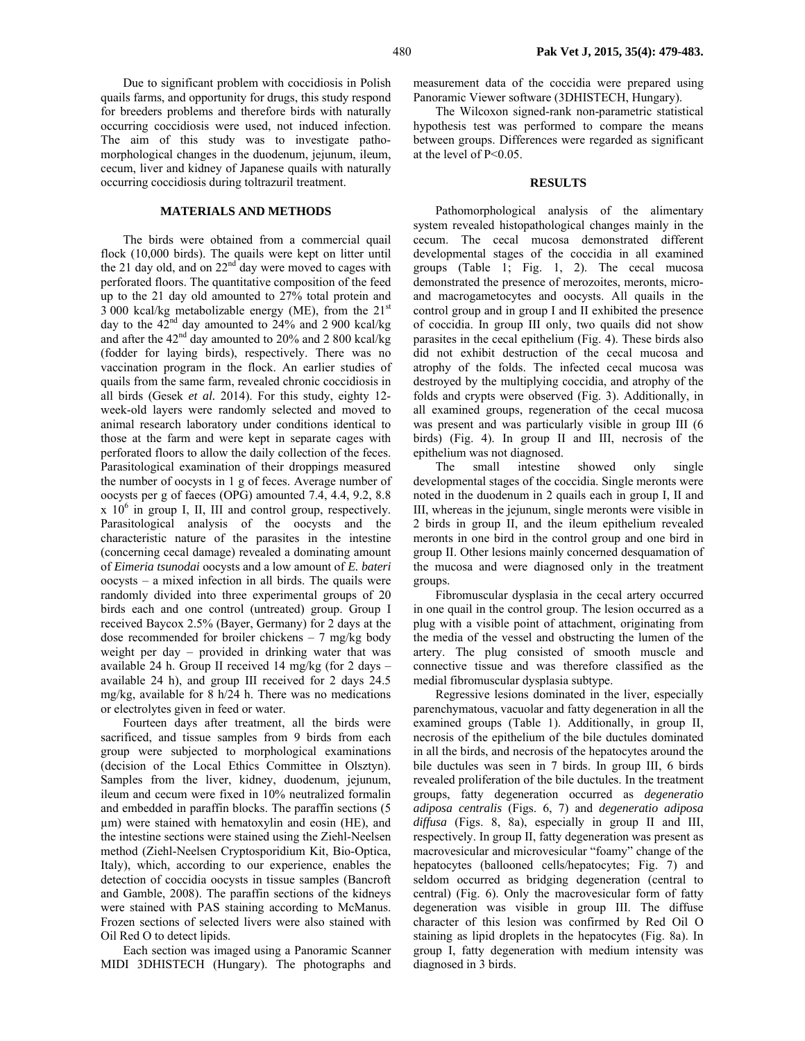Due to significant problem with coccidiosis in Polish quails farms, and opportunity for drugs, this study respond for breeders problems and therefore birds with naturally occurring coccidiosis were used, not induced infection. The aim of this study was to investigate patho-morphological changes in the duodenum, jejunum, ileum, cecum, liver and kidney of Japanese quails with naturally occurring coccidiosis during toltrazuril treatment.

## MATERIALS AND METHODS

The birds were obtained from a commercial quail flock (10,000 birds). The quails were kept on litter until the 21 day old, and on 22nd day were moved to cages with perforated floors. The quantitative composition of the feed up to the 21 day old amounted to 27% total protein and 3 000 kcal/kg metabolizable energy (ME), from the 21st day to the 42nd day amounted to 24% and 2 900 kcal/kg and after the 42nd day amounted to 20% and 2 800 kcal/kg (fodder for laying birds), respectively. There was no vaccination program in the flock. An earlier studies of quails from the same farm, revealed chronic coccidiosis in all birds (Gesek *et al.* 2014). For this study, eighty 12-week-old layers were randomly selected and moved to animal research laboratory under conditions identical to those at the farm and were kept in separate cages with perforated floors to allow the daily collection of the feces. Parasitological examination of their droppings measured the number of oocysts in 1 g of feces. Average number of oocysts per g of faeces (OPG) amounted 7.4, 4.4, 9.2, 8.8 $\times 10^6$ in group I, II, III and control group, respectively. Parasitological analysis of the oocysts and the characteristic nature of the parasites in the intestine (concerning cecal damage) revealed a dominating amount of *Eimeria tsunodai* oocysts and a low amount of *E. bateri* oocysts – a mixed infection in all birds. The quails were randomly divided into three experimental groups of 20 birds each and one control (untreated) group. Group I received Baycox 2.5% (Bayer, Germany) for 2 days at the dose recommended for broiler chickens – 7 mg/kg body weight per day – provided in drinking water that was available 24 h. Group II received 14 mg/kg (for 2 days – available 24 h), and group III received for 2 days 24.5 mg/kg, available for 8 h/24 h. There was no medications or electrolytes given in feed or water.

Fourteen days after treatment, all the birds were sacrificed, and tissue samples from 9 birds from each group were subjected to morphological examinations (decision of the Local Ethics Committee in Olsztyn). Samples from the liver, kidney, duodenum, jejunum, ileum and cecum were fixed in 10% neutralized formalin and embedded in paraffin blocks. The paraffin sections (5 µm) were stained with hematoxylin and eosin (HE), and the intestine sections were stained using the Ziehl-Neelsen method (Ziehl-Neelsen Cryptosporidium Kit, Bio-Optica, Italy), which, according to our experience, enables the detection of coccidia oocysts in tissue samples (Bancroft and Gamble, 2008). The paraffin sections of the kidneys were stained with PAS staining according to McManus. Frozen sections of selected livers were also stained with Oil Red O to detect lipids.

Each section was imaged using a Panoramic Scanner MIDI 3DHISTECH (Hungary). The photographs and measurement data of the coccidia were prepared using Panoramic Viewer software (3DHISTECH, Hungary).

The Wilcoxon signed-rank non-parametric statistical hypothesis test was performed to compare the means between groups. Differences were regarded as significant at the level of $P<0.05$.

## RESULTS

Pathomorphological analysis of the alimentary system revealed histopathological changes mainly in the cecum. The cecal mucosa demonstrated different developmental stages of the coccidia in all examined groups (Table 1; Fig. 1, 2). The cecal mucosa demonstrated the presence of merozoites, meronts, micro- and macrogametocytes and oocysts. All quails in the control group and in group I and II exhibited the presence of coccidia. In group III only, two quails did not show parasites in the cecal epithelium (Fig. 4). These birds also did not exhibit destruction of the cecal mucosa and atrophy of the folds. The infected cecal mucosa was destroyed by the multiplying coccidia, and atrophy of the folds and crypts were observed (Fig. 3). Additionally, in all examined groups, regeneration of the cecal mucosa was present and was particularly visible in group III (6 birds) (Fig. 4). In group II and III, necrosis of the epithelium was not diagnosed.

The small intestine showed only single developmental stages of the coccidia. Single meronts were noted in the duodenum in 2 quails each in group I, II and III, whereas in the jejunum, single meronts were visible in 2 birds in group II, and the ileum epithelium revealed meronts in one bird in the control group and one bird in group II. Other lesions mainly concerned desquamation of the mucosa and were diagnosed only in the treatment groups.

Fibromuscular dysplasia in the cecal artery occurred in one quail in the control group. The lesion occurred as a plug with a visible point of attachment, originating from the media of the vessel and obstructing the lumen of the artery. The plug consisted of smooth muscle and connective tissue and was therefore classified as the medial fibromuscular dysplasia subtype.

Regressive lesions dominated in the liver, especially parenchymatous, vacuolar and fatty degeneration in all the examined groups (Table 1). Additionally, in group II, necrosis of the epithelium of the bile ductules dominated in all the birds, and necrosis of the hepatocytes around the bile ductules was seen in 7 birds. In group III, 6 birds revealed proliferation of the bile ductules. In the treatment groups, fatty degeneration occurred as *degeneratio adiposa centralis* (Figs. 6, 7) and *degeneratio adiposa diffusa* (Figs. 8, 8a), especially in group II and III, respectively. In group II, fatty degeneration was present as macrovesicular and microvesicular "foamy" change of the hepatocytes (ballooned cells/hepatocytes; Fig. 7) and seldom occurred as bridging degeneration (central to central) (Fig. 6). Only the macrovesicular form of fatty degeneration was visible in group III. The diffuse character of this lesion was confirmed by Red Oil O staining as lipid droplets in the hepatocytes (Fig. 8a). In group I, fatty degeneration with medium intensity was diagnosed in 3 birds.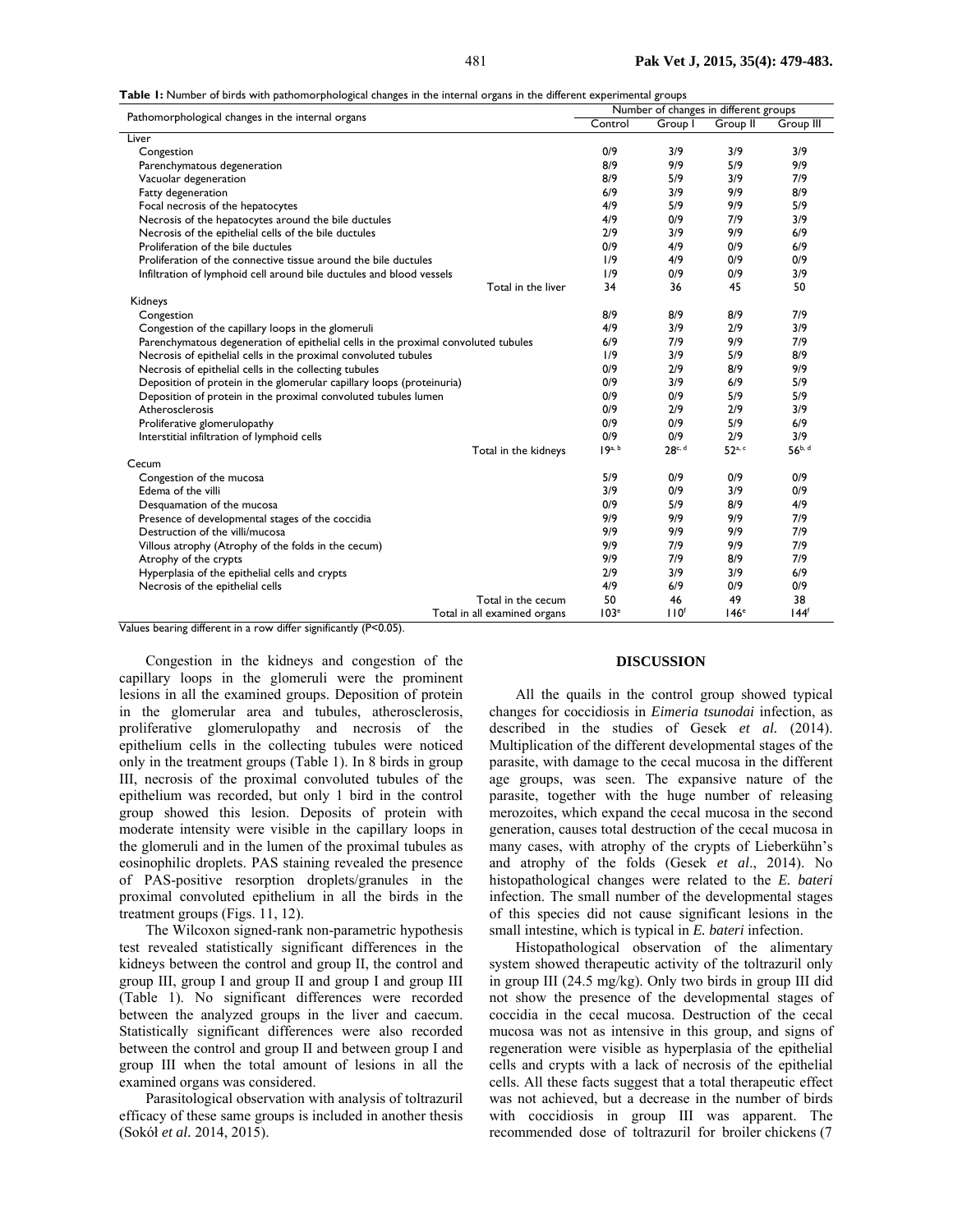**Table 1:** Number of birds with pathomorphological changes in the internal organs in the different experimental groups

| Pathomorphological changes in the internal organs | Number of changes in different groups | | | |
|---|---|---|---|---|
| | Control | Group I | Group II | Group III |
| **Liver** | | | | |
| Congestion | 0/9 | 3/9 | 3/9 | 3/9 |
| Parenchymatous degeneration | 8/9 | 9/9 | 5/9 | 9/9 |
| Vacuolar degeneration | 8/9 | 5/9 | 3/9 | 7/9 |
| Fatty degeneration | 6/9 | 3/9 | 9/9 | 8/9 |
| Focal necrosis of the hepatocytes | 4/9 | 5/9 | 9/9 | 5/9 |
| Necrosis of the hepatocytes around the bile ductules | 4/9 | 0/9 | 7/9 | 3/9 |
| Necrosis of the epithelial cells of the bile ductules | 2/9 | 3/9 | 9/9 | 6/9 |
| Proliferation of the bile ductules | 0/9 | 4/9 | 0/9 | 6/9 |
| Proliferation of the connective tissue around the bile ductules | 1/9 | 4/9 | 0/9 | 0/9 |
| Infiltration of lymphoid cell around bile ductules and blood vessels | 1/9 | 0/9 | 0/9 | 3/9 |
| Total in the liver | 34 | 36 | 45 | 50 |
| **Kidneys** | | | | |
| Congestion | 8/9 | 8/9 | 8/9 | 7/9 |
| Congestion of the capillary loops in the glomeruli | 4/9 | 3/9 | 2/9 | 3/9 |
| Parenchymatous degeneration of epithelial cells in the proximal convoluted tubules | 6/9 | 7/9 | 9/9 | 7/9 |
| Necrosis of epithelial cells in the proximal convoluted tubules | 1/9 | 3/9 | 5/9 | 8/9 |
| Necrosis of epithelial cells in the collecting tubules | 0/9 | 2/9 | 8/9 | 9/9 |
| Deposition of protein in the glomerular capillary loops (proteinuria) | 0/9 | 3/9 | 6/9 | 5/9 |
| Deposition of protein in the proximal convoluted tubules lumen | 0/9 | 0/9 | 5/9 | 5/9 |
| Atherosclerosis | 0/9 | 2/9 | 2/9 | 3/9 |
| Proliferative glomerulopathy | 0/9 | 0/9 | 5/9 | 6/9 |
| Interstitial infiltration of lymphoid cells | 0/9 | 0/9 | 2/9 | 3/9 |
| Total in the kidneys | 19[a, b] | 28[c, d] | 52[a, c] | 56[b, d] |
| **Cecum** | | | | |
| Congestion of the mucosa | 5/9 | 0/9 | 0/9 | 0/9 |
| Edema of the villi | 3/9 | 0/9 | 3/9 | 0/9 |
| Desquamation of the mucosa | 0/9 | 5/9 | 8/9 | 4/9 |
| Presence of developmental stages of the coccidia | 9/9 | 9/9 | 9/9 | 7/9 |
| Destruction of the villi/mucosa | 9/9 | 9/9 | 9/9 | 7/9 |
| Villous atrophy (Atrophy of the folds in the cecum) | 9/9 | 7/9 | 9/9 | 7/9 |
| Atrophy of the crypts | 9/9 | 7/9 | 8/9 | 7/9 |
| Hyperplasia of the epithelial cells and crypts | 2/9 | 3/9 | 3/9 | 6/9 |
| Necrosis of the epithelial cells | 4/9 | 6/9 | 0/9 | 0/9 |
| Total in the cecum | 50 | 46 | 49 | 38 |
| Total in all examined organs | 103[e] | 110[f] | 146[e] | 144[f] |

Values bearing different in a row differ significantly (P<0.05).

Congestion in the kidneys and congestion of the capillary loops in the glomeruli were the prominent lesions in all the examined groups. Deposition of protein in the glomerular area and tubules, atherosclerosis, proliferative glomerulopathy and necrosis of the epithelium cells in the collecting tubules were noticed only in the treatment groups (Table 1). In 8 birds in group III, necrosis of the proximal convoluted tubules of the epithelium was recorded, but only 1 bird in the control group showed this lesion. Deposits of protein with moderate intensity were visible in the capillary loops in the glomeruli and in the lumen of the proximal tubules as eosinophilic droplets. PAS staining revealed the presence of PAS-positive resorption droplets/granules in the proximal convoluted epithelium in all the birds in the treatment groups (Figs. 11, 12).

The Wilcoxon signed-rank non-parametric hypothesis test revealed statistically significant differences in the kidneys between the control and group II, the control and group III, group I and group II and group I and group III (Table 1). No significant differences were recorded between the analyzed groups in the liver and caecum. Statistically significant differences were also recorded between the control and group II and between group I and group III when the total amount of lesions in all the examined organs was considered.

Parasitological observation with analysis of toltrazuril efficacy of these same groups is included in another thesis (Sokół *et al.* 2014, 2015).

## DISCUSSION

All the quails in the control group showed typical changes for coccidiosis in *Eimeria tsunodai* infection, as described in the studies of Gesek *et al.* (2014). Multiplication of the different developmental stages of the parasite, with damage to the cecal mucosa in the different age groups, was seen. The expansive nature of the parasite, together with the huge number of releasing merozoites, which expand the cecal mucosa in the second generation, causes total destruction of the cecal mucosa in many cases, with atrophy of the crypts of Lieberkühn's and atrophy of the folds (Gesek *et al*., 2014). No histopathological changes were related to the *E. bateri* infection. The small number of the developmental stages of this species did not cause significant lesions in the small intestine, which is typical in *E. bateri* infection.

Histopathological observation of the alimentary system showed therapeutic activity of the toltrazuril only in group III (24.5 mg/kg). Only two birds in group III did not show the presence of the developmental stages of coccidia in the cecal mucosa. Destruction of the cecal mucosa was not as intensive in this group, and signs of regeneration were visible as hyperplasia of the epithelial cells and crypts with a lack of necrosis of the epithelial cells. All these facts suggest that a total therapeutic effect was not achieved, but a decrease in the number of birds with coccidiosis in group III was apparent. The recommended dose of toltrazuril for broiler chickens (7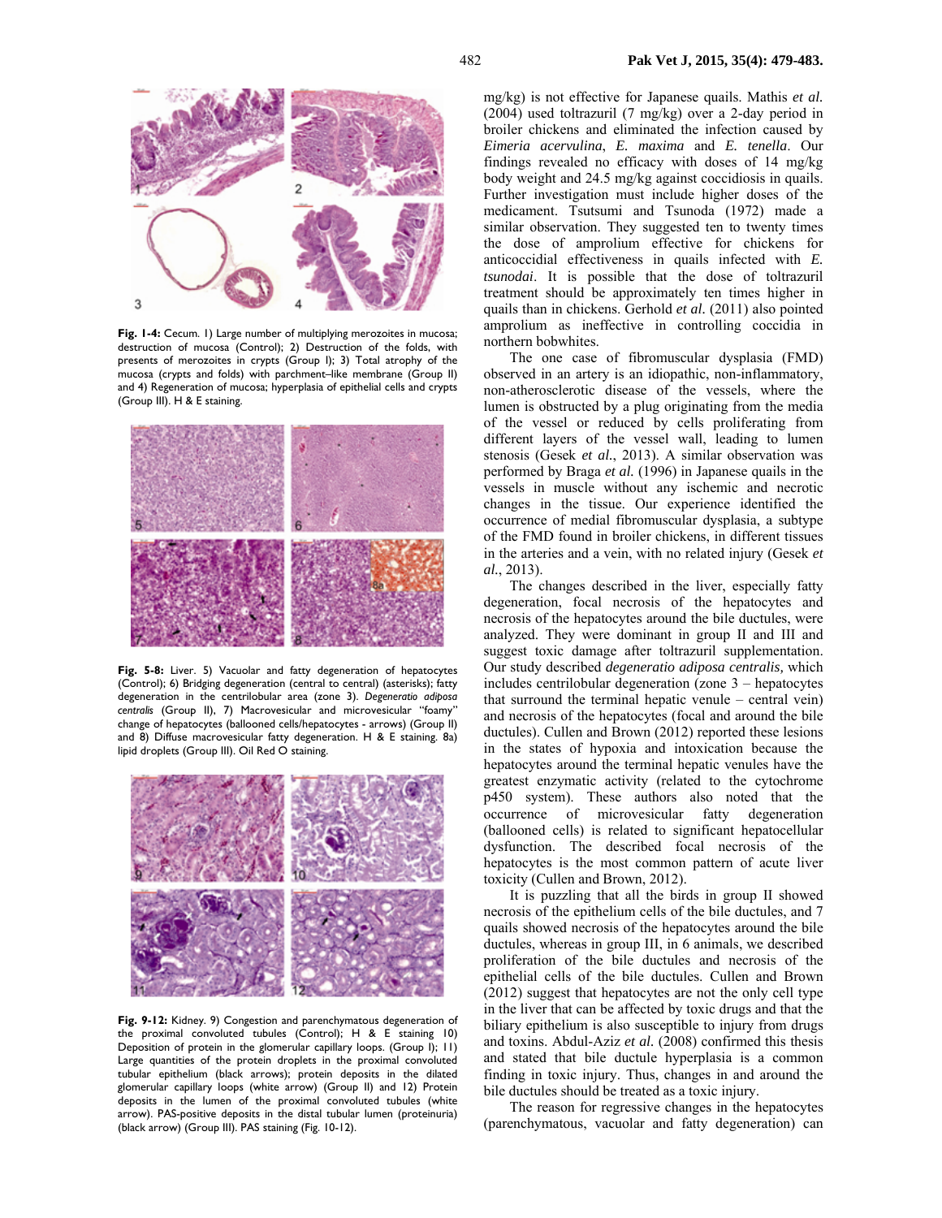**Fig. 1-4:** Cecum. 1) Large number of multiplying merozoites in mucosa; destruction of mucosa (Control); 2) Destruction of the folds, with presents of merozoites in crypts (Group I); 3) Total atrophy of the mucosa (crypts and folds) with parchment–like membrane (Group II) and 4) Regeneration of mucosa; hyperplasia of epithelial cells and crypts (Group III). H & E staining.

**Fig. 5-8:** Liver. 5) Vacuolar and fatty degeneration of hepatocytes (Control); 6) Bridging degeneration (central to central) (asterisks); fatty degeneration in the centrilobular area (zone 3). *Degeneratio adiposa centralis* (Group II), 7) Macrovesicular and microvesicular "foamy" change of hepatocytes (ballooned cells/hepatocytes - arrows) (Group II) and 8) Diffuse macrovesicular fatty degeneration. H & E staining. 8a) lipid droplets (Group III). Oil Red O staining.

**Fig. 9-12:** Kidney. 9) Congestion and parenchymatous degeneration of the proximal convoluted tubules (Control); H & E staining 10) Deposition of protein in the glomerular capillary loops. (Group I); 11) Large quantities of the protein droplets in the proximal convoluted tubular epithelium (black arrows); protein deposits in the dilated glomerular capillary loops (white arrow) (Group II) and 12) Protein deposits in the lumen of the proximal convoluted tubules (white arrow). PAS-positive deposits in the distal tubular lumen (proteinuria) (black arrow) (Group III). PAS staining (Fig. 10-12).

mg/kg) is not effective for Japanese quails. Mathis *et al.* (2004) used toltrazuril (7 mg/kg) over a 2-day period in broiler chickens and eliminated the infection caused by *Eimeria acervulina*, *E. maxima* and *E. tenella*. Our findings revealed no efficacy with doses of 14 mg/kg body weight and 24.5 mg/kg against coccidiosis in quails. Further investigation must include higher doses of the medicament. Tsutsumi and Tsunoda (1972) made a similar observation. They suggested ten to twenty times the dose of amprolium effective for chickens for anticoccidial effectiveness in quails infected with *E. tsunodai*. It is possible that the dose of toltrazuril treatment should be approximately ten times higher in quails than in chickens. Gerhold *et al.* (2011) also pointed amprolium as ineffective in controlling coccidia in northern bobwhites.

The one case of fibromuscular dysplasia (FMD) observed in an artery is an idiopathic, non-inflammatory, non-atherosclerotic disease of the vessels, where the lumen is obstructed by a plug originating from the media of the vessel or reduced by cells proliferating from different layers of the vessel wall, leading to lumen stenosis (Gesek *et al.*, 2013). A similar observation was performed by Braga *et al.* (1996) in Japanese quails in the vessels in muscle without any ischemic and necrotic changes in the tissue. Our experience identified the occurrence of medial fibromuscular dysplasia, a subtype of the FMD found in broiler chickens, in different tissues in the arteries and a vein, with no related injury (Gesek *et al.*, 2013).

The changes described in the liver, especially fatty degeneration, focal necrosis of the hepatocytes and necrosis of the hepatocytes around the bile ductules, were analyzed. They were dominant in group II and III and suggest toxic damage after toltrazuril supplementation. Our study described *degeneratio adiposa centralis,* which includes centrilobular degeneration (zone 3 – hepatocytes that surround the terminal hepatic venule – central vein) and necrosis of the hepatocytes (focal and around the bile ductules). Cullen and Brown (2012) reported these lesions in the states of hypoxia and intoxication because the hepatocytes around the terminal hepatic venules have the greatest enzymatic activity (related to the cytochrome p450 system). These authors also noted that the occurrence of microvesicular fatty degeneration (ballooned cells) is related to significant hepatocellular dysfunction. The described focal necrosis of the hepatocytes is the most common pattern of acute liver toxicity (Cullen and Brown, 2012).

It is puzzling that all the birds in group II showed necrosis of the epithelium cells of the bile ductules, and 7 quails showed necrosis of the hepatocytes around the bile ductules, whereas in group III, in 6 animals, we described proliferation of the bile ductules and necrosis of the epithelial cells of the bile ductules. Cullen and Brown (2012) suggest that hepatocytes are not the only cell type in the liver that can be affected by toxic drugs and that the biliary epithelium is also susceptible to injury from drugs and toxins. Abdul-Aziz *et al.* (2008) confirmed this thesis and stated that bile ductule hyperplasia is a common finding in toxic injury. Thus, changes in and around the bile ductules should be treated as a toxic injury.

The reason for regressive changes in the hepatocytes (parenchymatous, vacuolar and fatty degeneration) can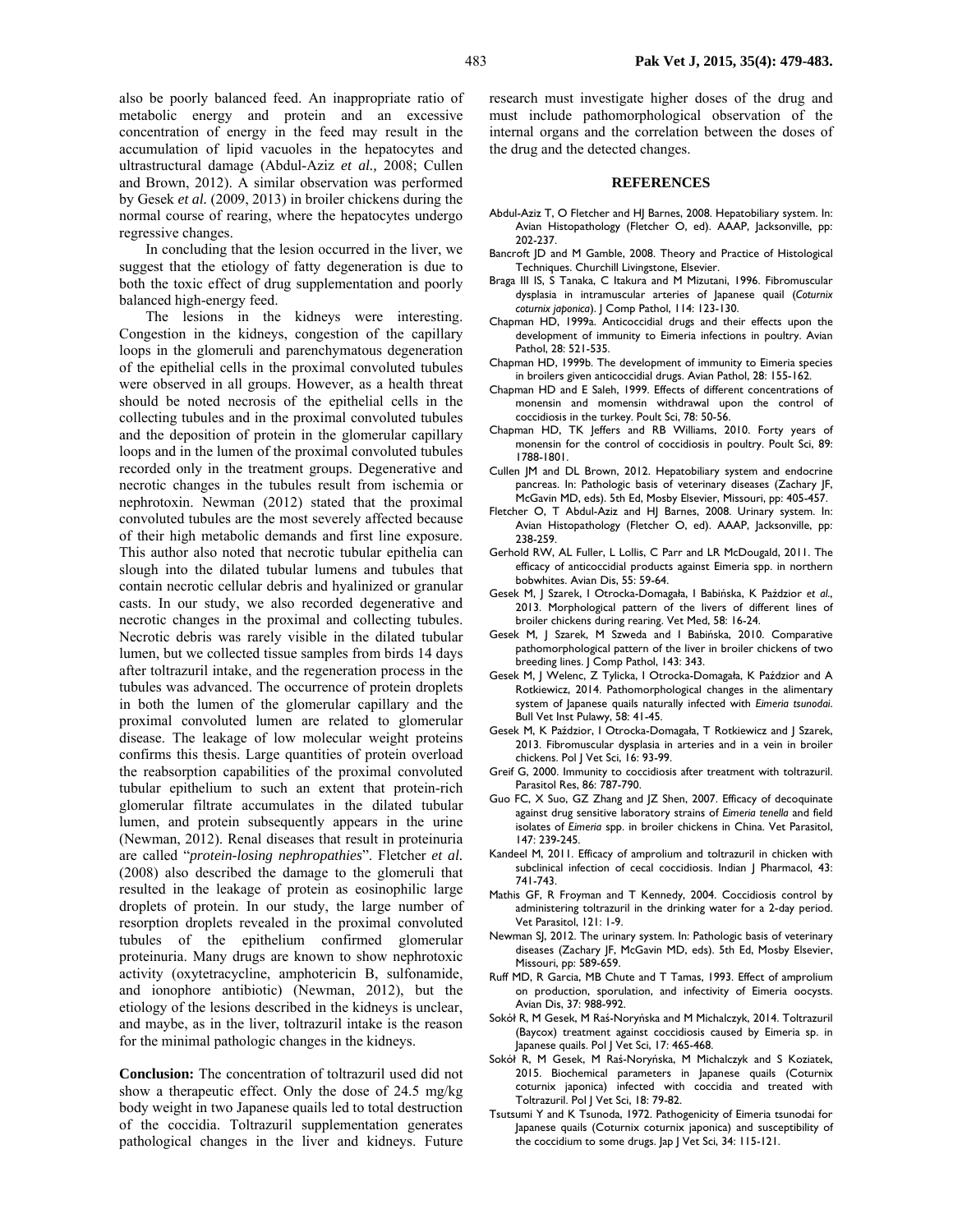also be poorly balanced feed. An inappropriate ratio of metabolic energy and protein and an excessive concentration of energy in the feed may result in the accumulation of lipid vacuoles in the hepatocytes and ultrastructural damage (Abdul-Aziz *et al.,* 2008; Cullen and Brown, 2012). A similar observation was performed by Gesek *et al.* (2009, 2013) in broiler chickens during the normal course of rearing, where the hepatocytes undergo regressive changes.

In concluding that the lesion occurred in the liver, we suggest that the etiology of fatty degeneration is due to both the toxic effect of drug supplementation and poorly balanced high-energy feed.

The lesions in the kidneys were interesting. Congestion in the kidneys, congestion of the capillary loops in the glomeruli and parenchymatous degeneration of the epithelial cells in the proximal convoluted tubules were observed in all groups. However, as a health threat should be noted necrosis of the epithelial cells in the collecting tubules and in the proximal convoluted tubules and the deposition of protein in the glomerular capillary loops and in the lumen of the proximal convoluted tubules recorded only in the treatment groups. Degenerative and necrotic changes in the tubules result from ischemia or nephrotoxin. Newman (2012) stated that the proximal convoluted tubules are the most severely affected because of their high metabolic demands and first line exposure. This author also noted that necrotic tubular epithelia can slough into the dilated tubular lumens and tubules that contain necrotic cellular debris and hyalinized or granular casts. In our study, we also recorded degenerative and necrotic changes in the proximal and collecting tubules. Necrotic debris was rarely visible in the dilated tubular lumen, but we collected tissue samples from birds 14 days after toltrazuril intake, and the regeneration process in the tubules was advanced. The occurrence of protein droplets in both the lumen of the glomerular capillary and the proximal convoluted lumen are related to glomerular disease. The leakage of low molecular weight proteins confirms this thesis. Large quantities of protein overload the reabsorption capabilities of the proximal convoluted tubular epithelium to such an extent that protein-rich glomerular filtrate accumulates in the dilated tubular lumen, and protein subsequently appears in the urine (Newman, 2012). Renal diseases that result in proteinuria are called "*protein-losing nephropathies*". Fletcher *et al.* (2008) also described the damage to the glomeruli that resulted in the leakage of protein as eosinophilic large droplets of protein. In our study, the large number of resorption droplets revealed in the proximal convoluted tubules of the epithelium confirmed glomerular proteinuria. Many drugs are known to show nephrotoxic activity (oxytetracycline, amphotericin B, sulfonamide, and ionophore antibiotic) (Newman, 2012), but the etiology of the lesions described in the kidneys is unclear, and maybe, as in the liver, toltrazuril intake is the reason for the minimal pathologic changes in the kidneys.

**Conclusion:** The concentration of toltrazuril used did not show a therapeutic effect. Only the dose of 24.5 mg/kg body weight in two Japanese quails led to total destruction of the coccidia. Toltrazuril supplementation generates pathological changes in the liver and kidneys. Future research must investigate higher doses of the drug and must include pathomorphological observation of the internal organs and the correlation between the doses of the drug and the detected changes.

## REFERENCES

Abdul-Aziz T, O Fletcher and HJ Barnes, 2008. Hepatobiliary system. In: Avian Histopathology (Fletcher O, ed). AAAP, Jacksonville, pp: 202-237.

Bancroft JD and M Gamble, 2008. Theory and Practice of Histological Techniques. Churchill Livingstone, Elsevier.

Braga III IS, S Tanaka, C Itakura and M Mizutani, 1996. Fibromuscular dysplasia in intramuscular arteries of Japanese quail (*Coturnix coturnix japonica*). J Comp Pathol, 114: 123-130.

Chapman HD, 1999a. Anticoccidial drugs and their effects upon the development of immunity to Eimeria infections in poultry. Avian Pathol, 28: 521-535.

Chapman HD, 1999b. The development of immunity to Eimeria species in broilers given anticoccidial drugs. Avian Pathol, 28: 155-162.

Chapman HD and E Saleh, 1999. Effects of different concentrations of monensin and momensin withdrawal upon the control of coccidiosis in the turkey. Poult Sci, 78: 50-56.

Chapman HD, TK Jeffers and RB Williams, 2010. Forty years of monensin for the control of coccidiosis in poultry. Poult Sci, 89: 1788-1801.

Cullen JM and DL Brown, 2012. Hepatobiliary system and endocrine pancreas. In: Pathologic basis of veterinary diseases (Zachary JF, McGavin MD, eds). 5th Ed, Mosby Elsevier, Missouri, pp: 405-457.

Fletcher O, T Abdul-Aziz and HJ Barnes, 2008. Urinary system. In: Avian Histopathology (Fletcher O, ed). AAAP, Jacksonville, pp: 238-259.

Gerhold RW, AL Fuller, L Lollis, C Parr and LR McDougald, 2011. The efficacy of anticoccidial products against Eimeria spp. in northern bobwhites. Avian Dis, 55: 59-64.

Gesek M, J Szarek, I Otrocka-Domagała, I Babińska, K Paździor *et al.*, 2013. Morphological pattern of the livers of different lines of broiler chickens during rearing. Vet Med, 58: 16-24.

Gesek M, J Szarek, M Szweda and I Babińska, 2010. Comparative pathomorphological pattern of the liver in broiler chickens of two breeding lines. J Comp Pathol, 143: 343.

Gesek M, J Welenc, Z Tylicka, I Otrocka-Domagała, K Paździor and A Rotkiewicz, 2014. Pathomorphological changes in the alimentary system of Japanese quails naturally infected with *Eimeria tsunodai*. Bull Vet Inst Pulawy, 58: 41-45.

Gesek M, K Paździor, I Otrocka-Domagała, T Rotkiewicz and J Szarek, 2013. Fibromuscular dysplasia in arteries and in a vein in broiler chickens. Pol J Vet Sci, 16: 93-99.

Greif G, 2000. Immunity to coccidiosis after treatment with toltrazuril. Parasitol Res, 86: 787-790.

Guo FC, X Suo, GZ Zhang and JZ Shen, 2007. Efficacy of decoquinate against drug sensitive laboratory strains of *Eimeria tenella* and field isolates of *Eimeria* spp. in broiler chickens in China. Vet Parasitol, 147: 239-245.

Kandeel M, 2011. Efficacy of amprolium and toltrazuril in chicken with subclinical infection of cecal coccidiosis. Indian J Pharmacol, 43: 741-743.

Mathis GF, R Froyman and T Kennedy, 2004. Coccidiosis control by administering toltrazuril in the drinking water for a 2-day period. Vet Parasitol, 121: 1-9.

Newman SJ, 2012. The urinary system. In: Pathologic basis of veterinary diseases (Zachary JF, McGavin MD, eds). 5th Ed, Mosby Elsevier, Missouri, pp: 589-659.

Ruff MD, R Garcia, MB Chute and T Tamas, 1993. Effect of amprolium on production, sporulation, and infectivity of Eimeria oocysts. Avian Dis, 37: 988-992.

Sokół R, M Gesek, M Raś-Noryńska and M Michalczyk, 2014. Toltrazuril (Baycox) treatment against coccidiosis caused by Eimeria sp. in Japanese quails. Pol J Vet Sci, 17: 465-468.

Sokół R, M Gesek, M Raś-Noryńska, M Michalczyk and S Koziatek, 2015. Biochemical parameters in Japanese quails (Coturnix coturnix japonica) infected with coccidia and treated with Toltrazuril. Pol J Vet Sci, 18: 79-82.

Tsutsumi Y and K Tsunoda, 1972. Pathogenicity of Eimeria tsunodai for Japanese quails (Coturnix coturnix japonica) and susceptibility of the coccidium to some drugs. Jap J Vet Sci, 34: 115-121.